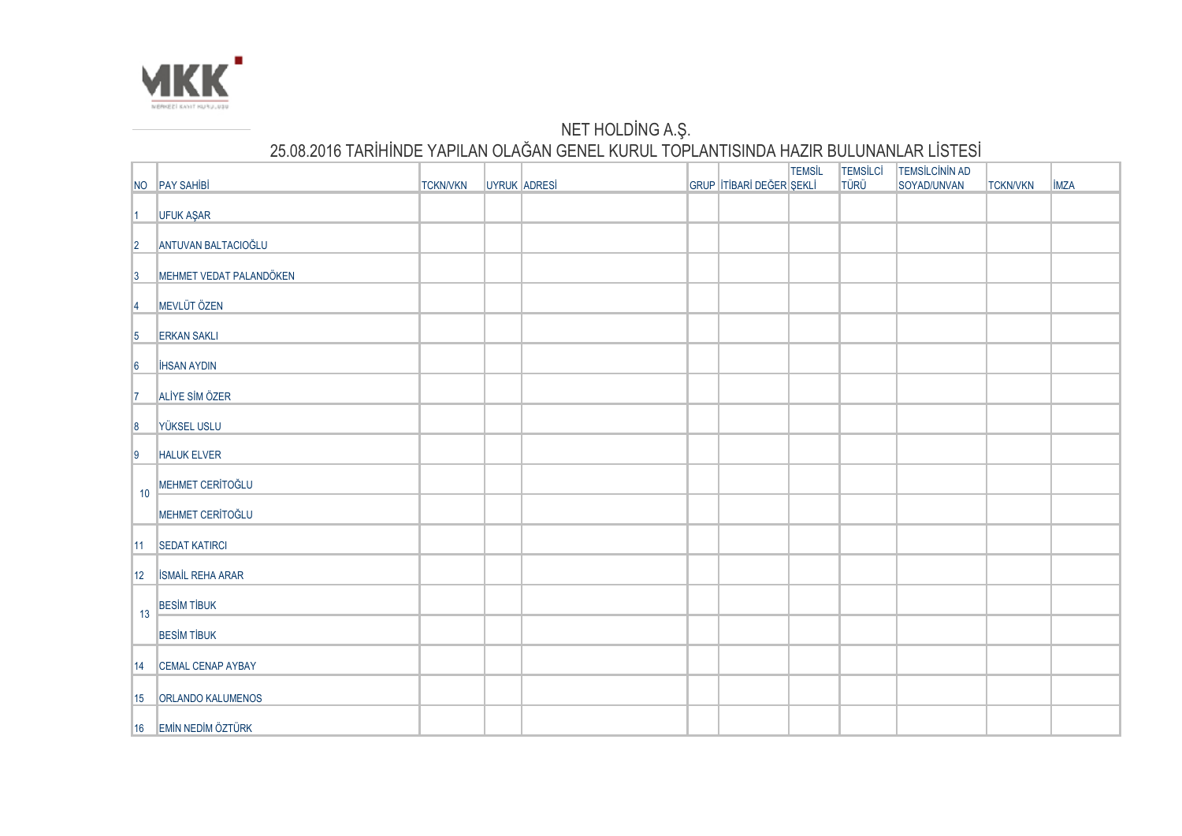MKK
MERKEZİ KAYIT KURULUŞU

# NET HOLDİNG A.Ş.

## 25.08.2016 TARİHİNDE YAPILAN OLAĞAN GENEL KURUL TOPLANTISINDA HAZIR BULUNANLAR LİSTESİ

| NO | PAY SAHİBİ | TCKN/VKN | UYRUK | ADRESİ | GRUP | İTİBARİ DEĞER | TEMSİL ŞEKLİ | TEMSİLCİ TÜRÜ | TEMSİLCİNİN AD SOYAD/UNVAN | TCKN/VKN | İMZA |
|---|---|---|---|---|---|---|---|---|---|---|---|
| 1 | UFUK AŞAR | | | | | | | | | | |
| 2 | ANTUVAN BALTACIOĞLU | | | | | | | | | | |
| 3 | MEHMET VEDAT PALANDÖKEN | | | | | | | | | | |
| 4 | MEVLÜT ÖZEN | | | | | | | | | | |
| 5 | ERKAN SAKLI | | | | | | | | | | |
| 6 | İHSAN AYDIN | | | | | | | | | | |
| 7 | ALİYE SİM ÖZER | | | | | | | | | | |
| 8 | YÜKSEL USLU | | | | | | | | | | |
| 9 | HALUK ELVER | | | | | | | | | | |
| 10 | MEHMET CERİTOĞLU | | | | | | | | | | |
| | MEHMET CERİTOĞLU | | | | | | | | | | |
| 11 | SEDAT KATIRCI | | | | | | | | | | |
| 12 | İSMAİL REHA ARAR | | | | | | | | | | |
| 13 | BESİM TİBUK | | | | | | | | | | |
| | BESİM TİBUK | | | | | | | | | | |
| 14 | CEMAL CENAP AYBAY | | | | | | | | | | |
| 15 | ORLANDO KALUMENOS | | | | | | | | | | |
| 16 | EMİN NEDİM ÖZTÜRK | | | | | | | | | | |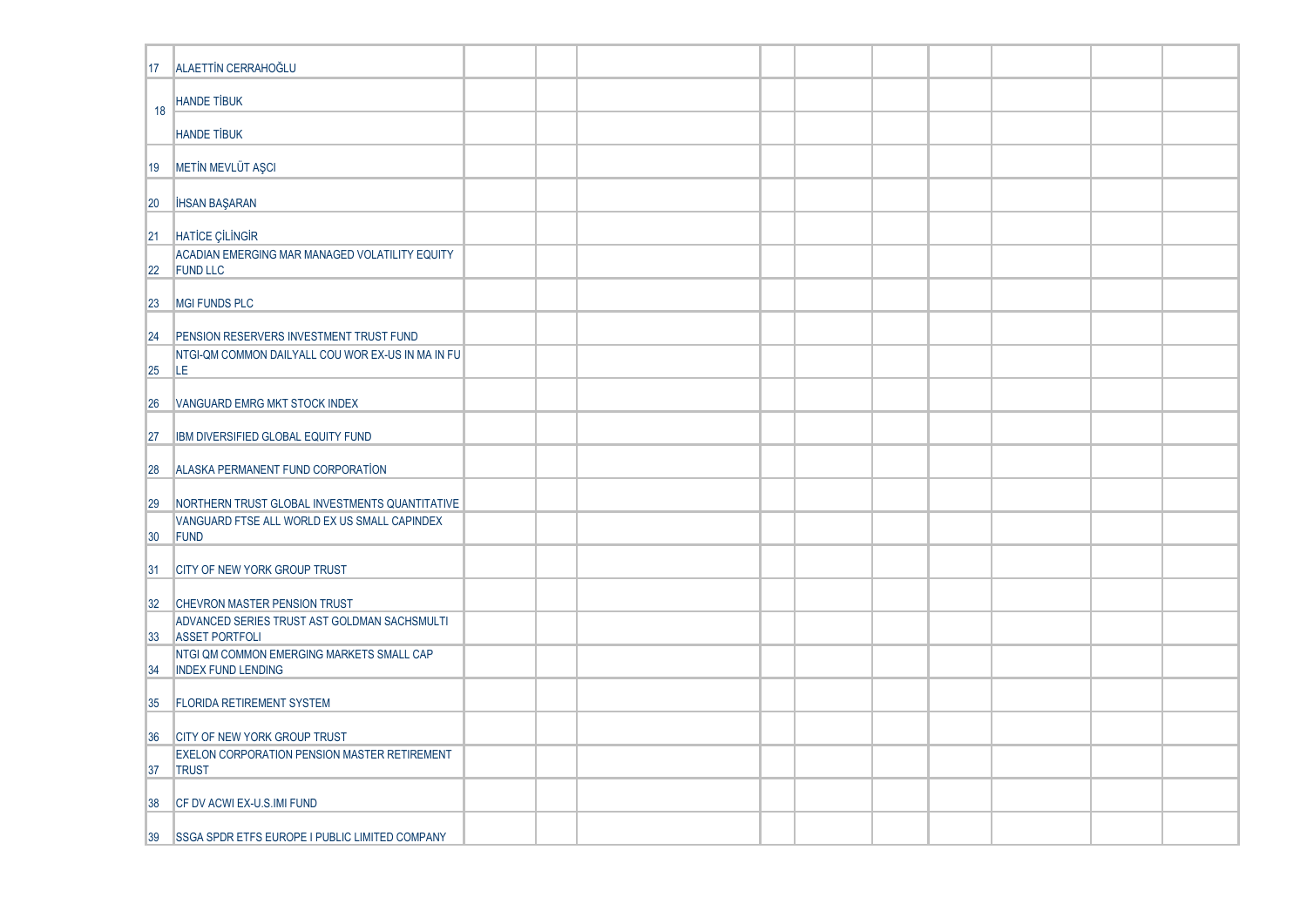| | | | | | | | | | | | |
|---|---|---|---|---|---|---|---|---|---|---|---|
| 17 | ALAETTİN CERRAHOĞLU | | | | | | | | | | |
| 18 | HANDE TİBUK | | | | | | | | | | |
| | HANDE TİBUK | | | | | | | | | | |
| 19 | METİN MEVLÜT AŞCI | | | | | | | | | | |
| 20 | İHSAN BAŞARAN | | | | | | | | | | |
| 21 | HATİCE ÇİLİNGİR | | | | | | | | | | |
| 22 | ACADIAN EMERGING MAR MANAGED VOLATILITY EQUITY FUND LLC | | | | | | | | | | |
| 23 | MGI FUNDS PLC | | | | | | | | | | |
| 24 | PENSION RESERVERS INVESTMENT TRUST FUND | | | | | | | | | | |
| 25 | NTGI-QM COMMON DAILYALL COU WOR EX-US IN MA IN FU LE | | | | | | | | | | |
| 26 | VANGUARD EMRG MKT STOCK INDEX | | | | | | | | | | |
| 27 | IBM DIVERSIFIED GLOBAL EQUITY FUND | | | | | | | | | | |
| 28 | ALASKA PERMANENT FUND CORPORATİON | | | | | | | | | | |
| 29 | NORTHERN TRUST GLOBAL INVESTMENTS QUANTITATIVE | | | | | | | | | | |
| 30 | VANGUARD FTSE ALL WORLD EX US SMALL CAPINDEX FUND | | | | | | | | | | |
| 31 | CITY OF NEW YORK GROUP TRUST | | | | | | | | | | |
| 32 | CHEVRON MASTER PENSION TRUST | | | | | | | | | | |
| 33 | ADVANCED SERIES TRUST AST GOLDMAN SACHSMULTI ASSET PORTFOLI | | | | | | | | | | |
| 34 | NTGI QM COMMON EMERGING MARKETS SMALL CAP INDEX FUND LENDING | | | | | | | | | | |
| 35 | FLORIDA RETIREMENT SYSTEM | | | | | | | | | | |
| 36 | CITY OF NEW YORK GROUP TRUST | | | | | | | | | | |
| 37 | EXELON CORPORATION PENSION MASTER RETIREMENT TRUST | | | | | | | | | | |
| 38 | CF DV ACWI EX-U.S.IMI FUND | | | | | | | | | | |
| 39 | SSGA SPDR ETFS EUROPE I PUBLIC LIMITED COMPANY | | | | | | | | | | |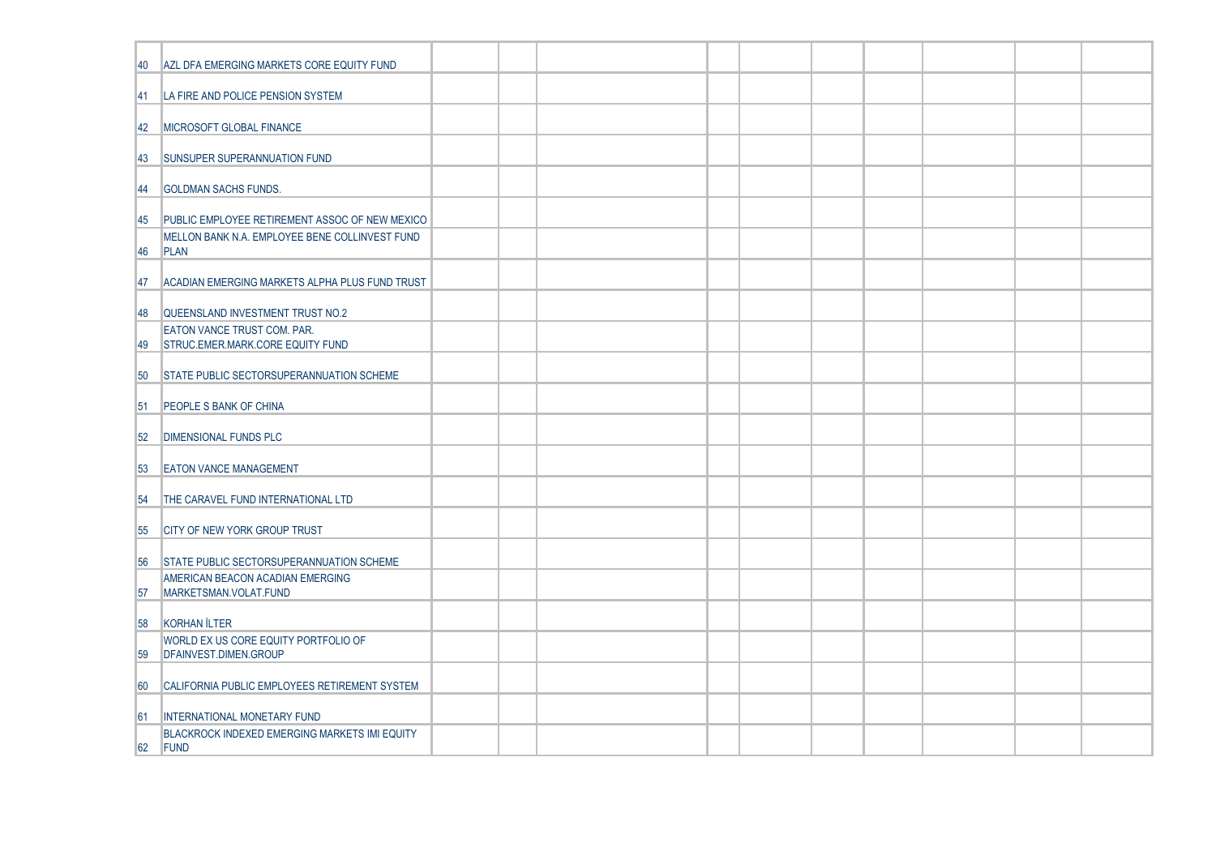| | | | | | | | | | | | |
|---|---|---|---|---|---|---|---|---|---|---|---|
| 40 | AZL DFA EMERGING MARKETS CORE EQUITY FUND | | | | | | | | | | |
| 41 | LA FIRE AND POLICE PENSION SYSTEM | | | | | | | | | | |
| 42 | MICROSOFT GLOBAL FINANCE | | | | | | | | | | |
| 43 | SUNSUPER SUPERANNUATION FUND | | | | | | | | | | |
| 44 | GOLDMAN SACHS FUNDS. | | | | | | | | | | |
| 45 | PUBLIC EMPLOYEE RETIREMENT ASSOC OF NEW MEXICO | | | | | | | | | | |
| 46 | MELLON BANK N.A. EMPLOYEE BENE COLLINVEST FUND PLAN | | | | | | | | | | |
| 47 | ACADIAN EMERGING MARKETS ALPHA PLUS FUND TRUST | | | | | | | | | | |
| 48 | QUEENSLAND INVESTMENT TRUST NO.2 | | | | | | | | | | |
| 49 | EATON VANCE TRUST COM. PAR. STRUC.EMER.MARK.CORE EQUITY FUND | | | | | | | | | | |
| 50 | STATE PUBLIC SECTORSUPERANNUATION SCHEME | | | | | | | | | | |
| 51 | PEOPLE S BANK OF CHINA | | | | | | | | | | |
| 52 | DIMENSIONAL FUNDS PLC | | | | | | | | | | |
| 53 | EATON VANCE MANAGEMENT | | | | | | | | | | |
| 54 | THE CARAVEL FUND INTERNATIONAL LTD | | | | | | | | | | |
| 55 | CITY OF NEW YORK GROUP TRUST | | | | | | | | | | |
| 56 | STATE PUBLIC SECTORSUPERANNUATION SCHEME | | | | | | | | | | |
| 57 | AMERICAN BEACON ACADIAN EMERGING MARKETSMAN.VOLAT.FUND | | | | | | | | | | |
| 58 | KORHAN İLTER | | | | | | | | | | |
| 59 | WORLD EX US CORE EQUITY PORTFOLIO OF DFAINVEST.DIMEN.GROUP | | | | | | | | | | |
| 60 | CALIFORNIA PUBLIC EMPLOYEES RETIREMENT SYSTEM | | | | | | | | | | |
| 61 | INTERNATIONAL MONETARY FUND | | | | | | | | | | |
| 62 | BLACKROCK INDEXED EMERGING MARKETS IMI EQUITY FUND | | | | | | | | | | |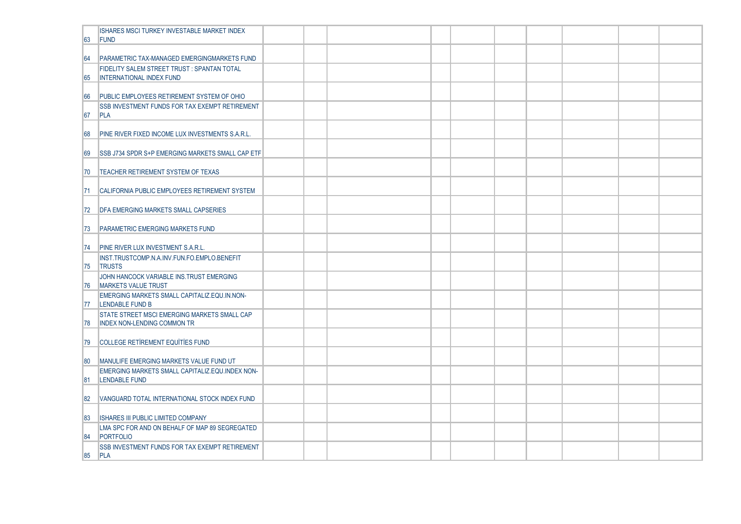| | | | | | | | | | | | |
|---|---|---|---|---|---|---|---|---|---|---|---|
| 63 | ISHARES MSCI TURKEY INVESTABLE MARKET INDEX FUND | | | | | | | | | | |
| 64 | PARAMETRIC TAX-MANAGED EMERGINGMARKETS FUND | | | | | | | | | | |
| 65 | FIDELITY SALEM STREET TRUST : SPANTAN TOTAL INTERNATIONAL INDEX FUND | | | | | | | | | | |
| 66 | PUBLIC EMPLOYEES RETIREMENT SYSTEM OF OHIO | | | | | | | | | | |
| 67 | SSB INVESTMENT FUNDS FOR TAX EXEMPT RETIREMENT PLA | | | | | | | | | | |
| 68 | PINE RIVER FIXED INCOME LUX INVESTMENTS S.A.R.L. | | | | | | | | | | |
| 69 | SSB J734 SPDR S+P EMERGING MARKETS SMALL CAP ETF | | | | | | | | | | |
| 70 | TEACHER RETIREMENT SYSTEM OF TEXAS | | | | | | | | | | |
| 71 | CALIFORNIA PUBLIC EMPLOYEES RETIREMENT SYSTEM | | | | | | | | | | |
| 72 | DFA EMERGING MARKETS SMALL CAPSERIES | | | | | | | | | | |
| 73 | PARAMETRIC EMERGING MARKETS FUND | | | | | | | | | | |
| 74 | PINE RIVER LUX INVESTMENT S.A.R.L. | | | | | | | | | | |
| 75 | INST.TRUSTCOMP.N.A.INV.FUN.FO.EMPLO.BENEFIT TRUSTS | | | | | | | | | | |
| 76 | JOHN HANCOCK VARIABLE INS.TRUST EMERGING MARKETS VALUE TRUST | | | | | | | | | | |
| 77 | EMERGING MARKETS SMALL CAPITALIZ.EQU.IN.NON-LENDABLE FUND B | | | | | | | | | | |
| 78 | STATE STREET MSCI EMERGING MARKETS SMALL CAP INDEX NON-LENDING COMMON TR | | | | | | | | | | |
| 79 | COLLEGE RETİREMENT EQUİTİES FUND | | | | | | | | | | |
| 80 | MANULIFE EMERGING MARKETS VALUE FUND UT | | | | | | | | | | |
| 81 | EMERGING MARKETS SMALL CAPITALIZ.EQU.INDEX NON-LENDABLE FUND | | | | | | | | | | |
| 82 | VANGUARD TOTAL INTERNATIONAL STOCK INDEX FUND | | | | | | | | | | |
| 83 | ISHARES III PUBLIC LIMITED COMPANY | | | | | | | | | | |
| 84 | LMA SPC FOR AND ON BEHALF OF MAP 89 SEGREGATED PORTFOLIO | | | | | | | | | | |
| 85 | SSB INVESTMENT FUNDS FOR TAX EXEMPT RETIREMENT PLA | | | | | | | | | | |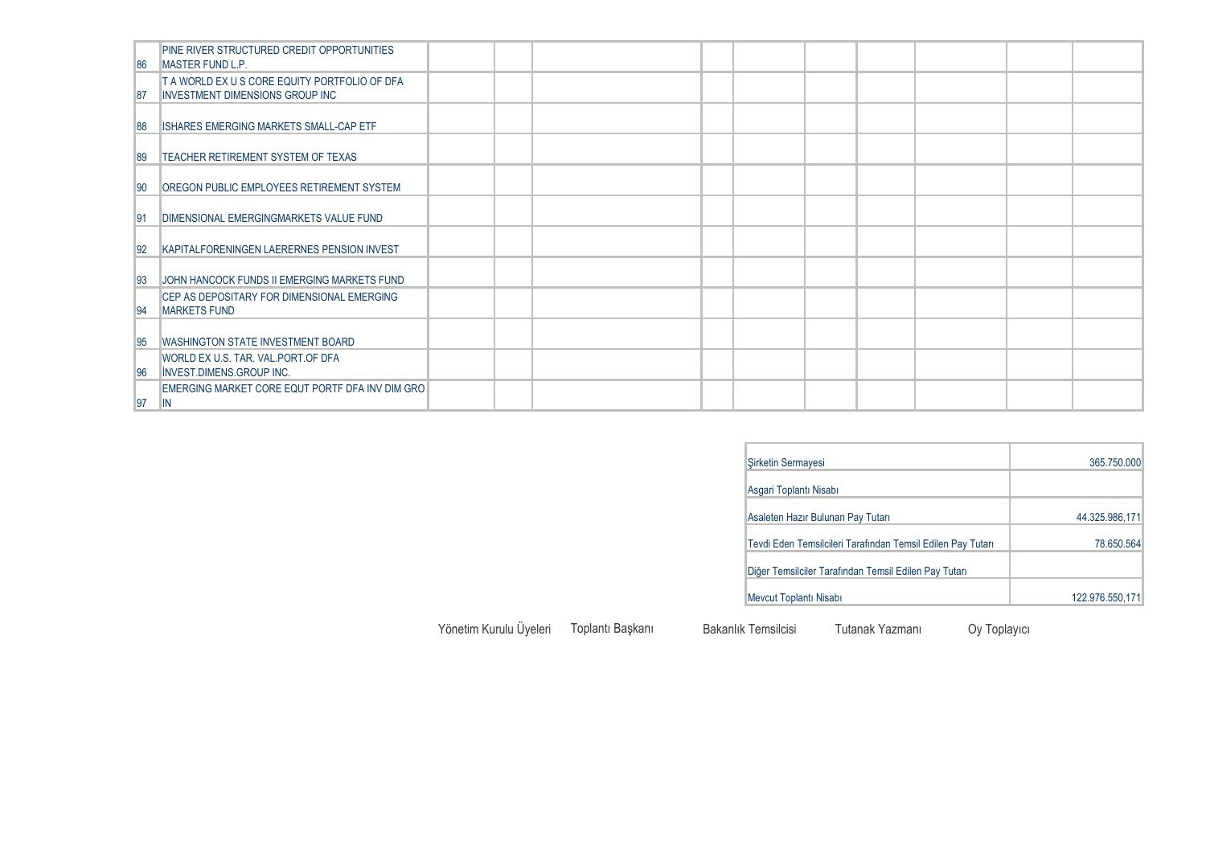| | | | | | | | | | | | |
|---|---|---|---|---|---|---|---|---|---|---|---|
| 86 | PINE RIVER STRUCTURED CREDIT OPPORTUNITIES MASTER FUND L.P. | | | | | | | | | | |
| 87 | T A WORLD EX U S CORE EQUITY PORTFOLIO OF DFA INVESTMENT DIMENSIONS GROUP INC | | | | | | | | | | |
| 88 | ISHARES EMERGING MARKETS SMALL-CAP ETF | | | | | | | | | | |
| 89 | TEACHER RETIREMENT SYSTEM OF TEXAS | | | | | | | | | | |
| 90 | OREGON PUBLIC EMPLOYEES RETIREMENT SYSTEM | | | | | | | | | | |
| 91 | DIMENSIONAL EMERGINGMARKETS VALUE FUND | | | | | | | | | | |
| 92 | KAPITALFORENINGEN LAERERNES PENSION INVEST | | | | | | | | | | |
| 93 | JOHN HANCOCK FUNDS II EMERGING MARKETS FUND | | | | | | | | | | |
| 94 | CEP AS DEPOSITARY FOR DIMENSIONAL EMERGING MARKETS FUND | | | | | | | | | | |
| 95 | WASHINGTON STATE INVESTMENT BOARD | | | | | | | | | | |
| 96 | WORLD EX U.S. TAR. VAL.PORT.OF DFA İNVEST.DIMENS.GROUP INC. | | | | | | | | | | |
| 97 | EMERGING MARKET CORE EQUT PORTF DFA INV DIM GRO IN | | | | | | | | | | |

| | |
|---|---|
| Şirketin Sermayesi | 365.750.000 |
| Asgari Toplantı Nisabı | |
| Asaleten Hazır Bulunan Pay Tutarı | 44.325.986,171 |
| Tevdi Eden Temsilcileri Tarafından Temsil Edilen Pay Tutarı | 78.650.564 |
| Diğer Temsilciler Tarafından Temsil Edilen Pay Tutarı | |
| Mevcut Toplantı Nisabı | 122.976.550,171 |

Yönetim Kurulu Üyeleri Toplantı Başkanı Bakanlık Temsilcisi Tutanak Yazmanı Oy Toplayıcı